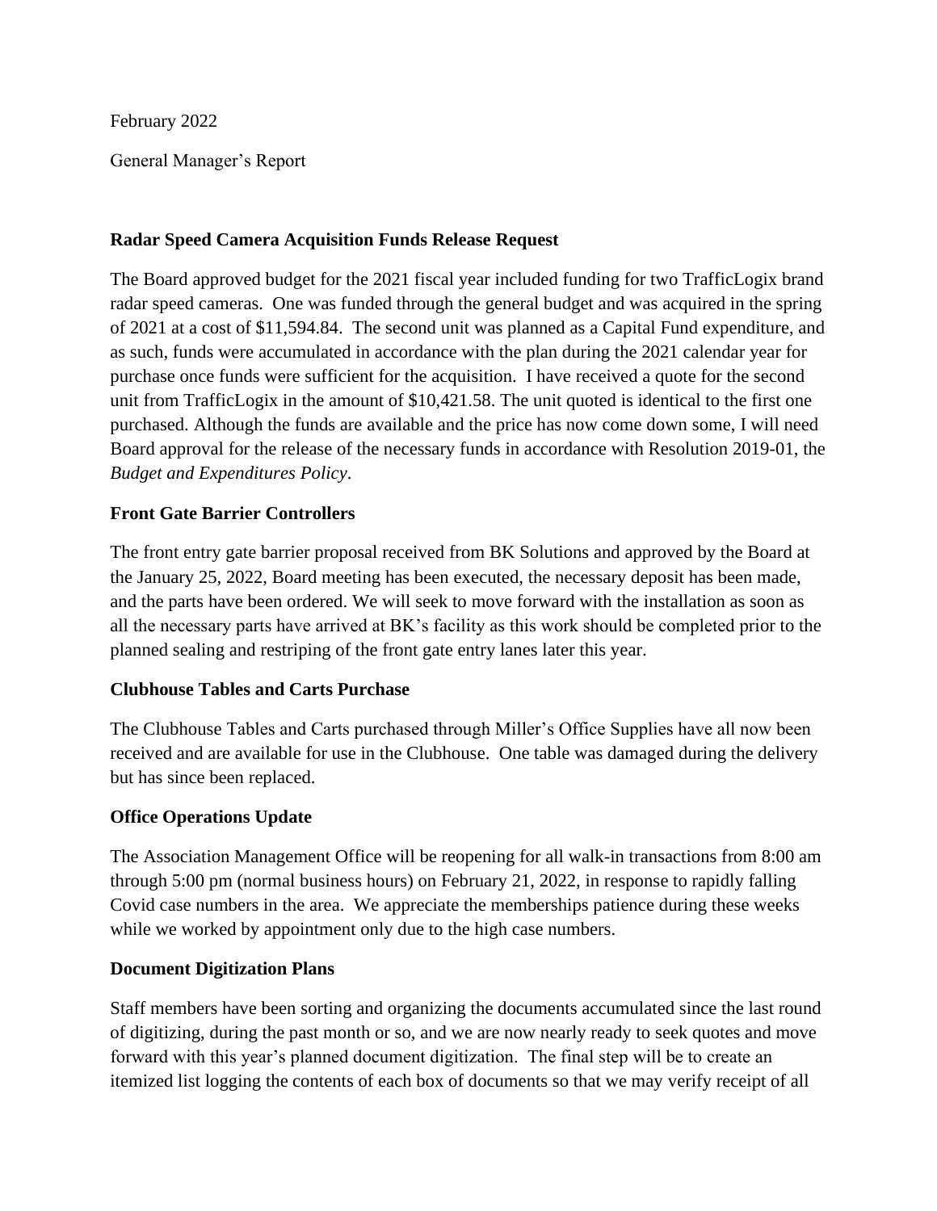February 2022

General Manager's Report

**Radar Speed Camera Acquisition Funds Release Request**

The Board approved budget for the 2021 fiscal year included funding for two TrafficLogix brand radar speed cameras. One was funded through the general budget and was acquired in the spring of 2021 at a cost of $11,594.84. The second unit was planned as a Capital Fund expenditure, and as such, funds were accumulated in accordance with the plan during the 2021 calendar year for purchase once funds were sufficient for the acquisition. I have received a quote for the second unit from TrafficLogix in the amount of $10,421.58. The unit quoted is identical to the first one purchased. Although the funds are available and the price has now come down some, I will need Board approval for the release of the necessary funds in accordance with Resolution 2019-01, the *Budget and Expenditures Policy*.

**Front Gate Barrier Controllers**

The front entry gate barrier proposal received from BK Solutions and approved by the Board at the January 25, 2022, Board meeting has been executed, the necessary deposit has been made, and the parts have been ordered. We will seek to move forward with the installation as soon as all the necessary parts have arrived at BK's facility as this work should be completed prior to the planned sealing and restriping of the front gate entry lanes later this year.

**Clubhouse Tables and Carts Purchase**

The Clubhouse Tables and Carts purchased through Miller's Office Supplies have all now been received and are available for use in the Clubhouse. One table was damaged during the delivery but has since been replaced.

**Office Operations Update**

The Association Management Office will be reopening for all walk-in transactions from 8:00 am through 5:00 pm (normal business hours) on February 21, 2022, in response to rapidly falling Covid case numbers in the area. We appreciate the memberships patience during these weeks while we worked by appointment only due to the high case numbers.

**Document Digitization Plans**

Staff members have been sorting and organizing the documents accumulated since the last round of digitizing, during the past month or so, and we are now nearly ready to seek quotes and move forward with this year's planned document digitization. The final step will be to create an itemized list logging the contents of each box of documents so that we may verify receipt of all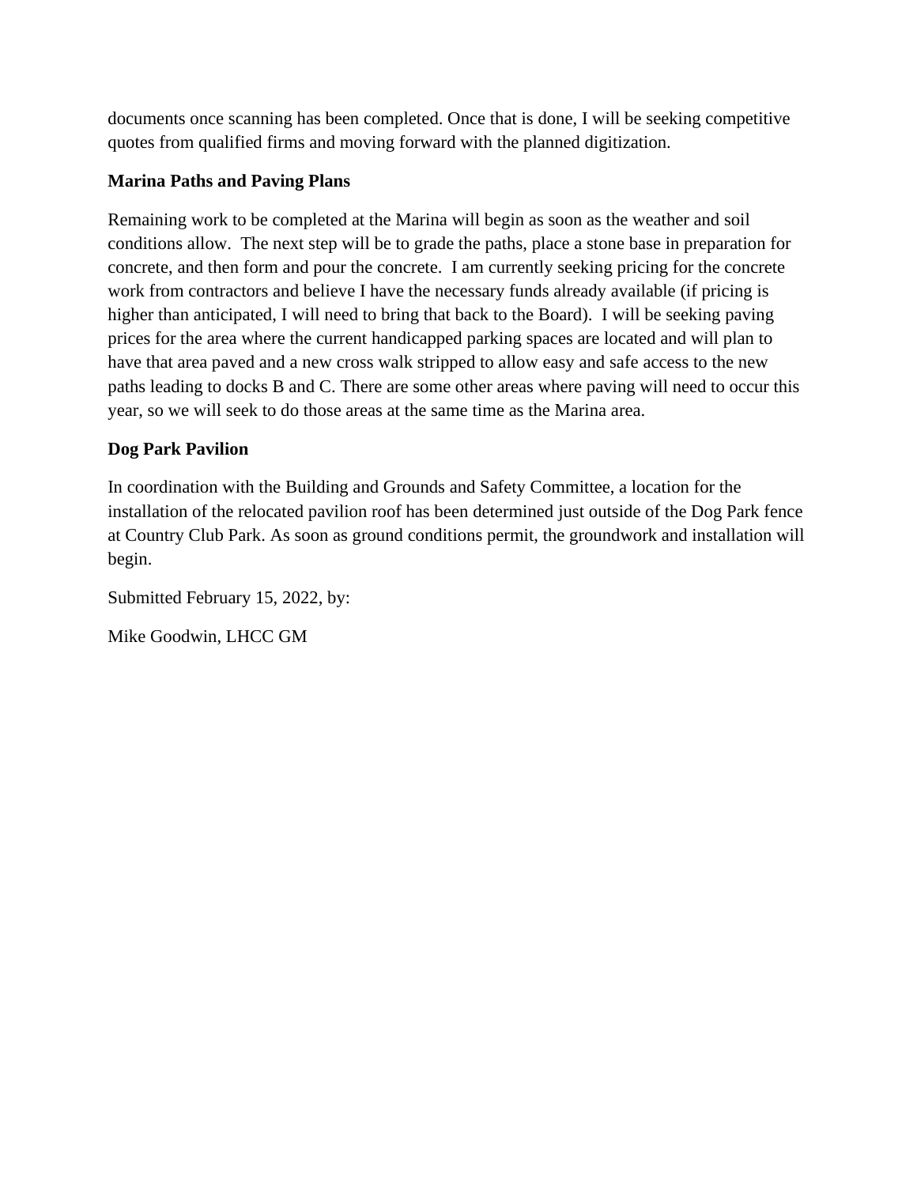documents once scanning has been completed. Once that is done, I will be seeking competitive quotes from qualified firms and moving forward with the planned digitization.

**Marina Paths and Paving Plans**

Remaining work to be completed at the Marina will begin as soon as the weather and soil conditions allow. The next step will be to grade the paths, place a stone base in preparation for concrete, and then form and pour the concrete. I am currently seeking pricing for the concrete work from contractors and believe I have the necessary funds already available (if pricing is higher than anticipated, I will need to bring that back to the Board). I will be seeking paving prices for the area where the current handicapped parking spaces are located and will plan to have that area paved and a new cross walk stripped to allow easy and safe access to the new paths leading to docks B and C. There are some other areas where paving will need to occur this year, so we will seek to do those areas at the same time as the Marina area.

**Dog Park Pavilion**

In coordination with the Building and Grounds and Safety Committee, a location for the installation of the relocated pavilion roof has been determined just outside of the Dog Park fence at Country Club Park. As soon as ground conditions permit, the groundwork and installation will begin.

Submitted February 15, 2022, by:

Mike Goodwin, LHCC GM